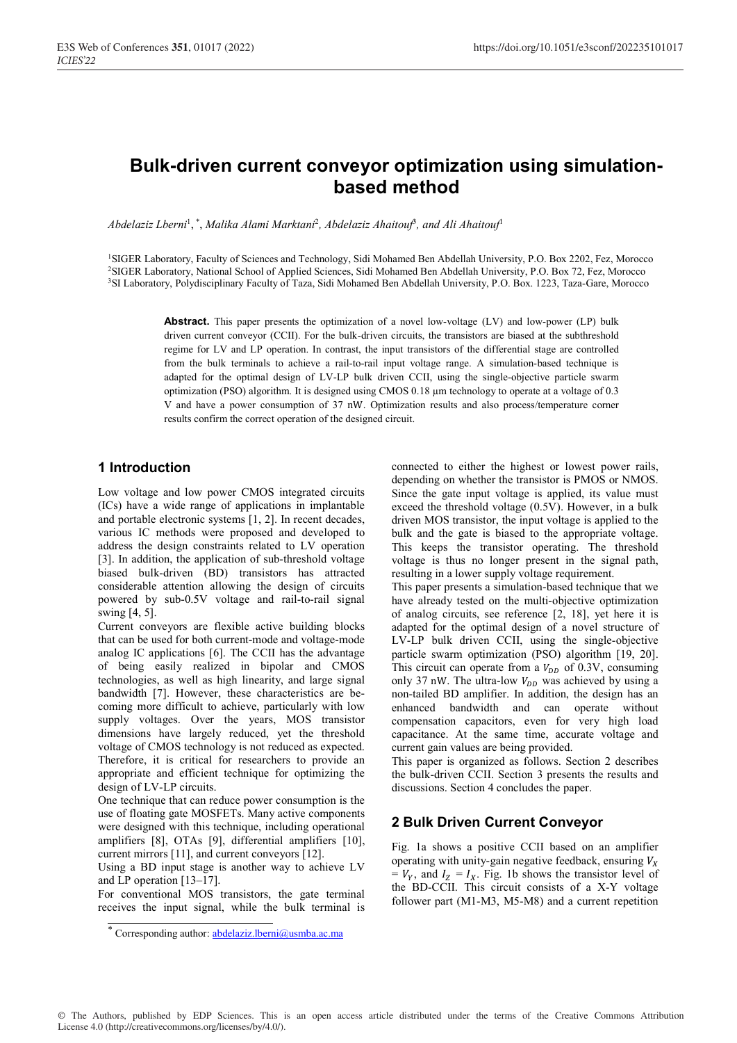# Bulk-driven current conveyor optimization using simulation-based method

*Abdelaziz Lberni*[1,*], *Malika Alami Marktani*[2], *Abdelaziz Ahaitouf*[3], *and Ali Ahaitouf*[1]

[1]SIGER Laboratory, Faculty of Sciences and Technology, Sidi Mohamed Ben Abdellah University, P.O. Box 2202, Fez, Morocco
[2]SIGER Laboratory, National School of Applied Sciences, Sidi Mohamed Ben Abdellah University, P.O. Box 72, Fez, Morocco
[3]SI Laboratory, Polydisciplinary Faculty of Taza, Sidi Mohamed Ben Abdellah University, P.O. Box. 1223, Taza-Gare, Morocco

**Abstract.** This paper presents the optimization of a novel low-voltage (LV) and low-power (LP) bulk driven current conveyor (CCII). For the bulk-driven circuits, the transistors are biased at the subthreshold regime for LV and LP operation. In contrast, the input transistors of the differential stage are controlled from the bulk terminals to achieve a rail-to-rail input voltage range. A simulation-based technique is adapted for the optimal design of LV-LP bulk driven CCII, using the single-objective particle swarm optimization (PSO) algorithm. It is designed using CMOS 0.18 µm technology to operate at a voltage of 0.3 V and have a power consumption of 37 nW. Optimization results and also process/temperature corner results confirm the correct operation of the designed circuit.

## 1 Introduction

Low voltage and low power CMOS integrated circuits (ICs) have a wide range of applications in implantable and portable electronic systems [1, 2]. In recent decades, various IC methods were proposed and developed to address the design constraints related to LV operation [3]. In addition, the application of sub-threshold voltage biased bulk-driven (BD) transistors has attracted considerable attention allowing the design of circuits powered by sub-0.5V voltage and rail-to-rail signal swing [4, 5].

Current conveyors are flexible active building blocks that can be used for both current-mode and voltage-mode analog IC applications [6]. The CCII has the advantage of being easily realized in bipolar and CMOS technologies, as well as high linearity, and large signal bandwidth [7]. However, these characteristics are becoming more difficult to achieve, particularly with low supply voltages. Over the years, MOS transistor dimensions have largely reduced, yet the threshold voltage of CMOS technology is not reduced as expected. Therefore, it is critical for researchers to provide an appropriate and efficient technique for optimizing the design of LV-LP circuits.

One technique that can reduce power consumption is the use of floating gate MOSFETs. Many active components were designed with this technique, including operational amplifiers [8], OTAs [9], differential amplifiers [10], current mirrors [11], and current conveyors [12].

Using a BD input stage is another way to achieve LV and LP operation [13–17].

For conventional MOS transistors, the gate terminal receives the input signal, while the bulk terminal is connected to either the highest or lowest power rails, depending on whether the transistor is PMOS or NMOS. Since the gate input voltage is applied, its value must exceed the threshold voltage (0.5V). However, in a bulk driven MOS transistor, the input voltage is applied to the bulk and the gate is biased to the appropriate voltage. This keeps the transistor operating. The threshold voltage is thus no longer present in the signal path, resulting in a lower supply voltage requirement.

This paper presents a simulation-based technique that we have already tested on the multi-objective optimization of analog circuits, see reference [2, 18], yet here it is adapted for the optimal design of LV-LP bulk driven CCII, using the single-objective particle swarm optimization (PSO) algorithm [19, 20]. This circuit can operate from a $V_{DD}$ of 0.3V, consuming only 37 nW. The ultra-low $V_{DD}$ was achieved by using a non-tailed BD amplifier. In addition, the design has an enhanced bandwidth and can operate without compensation capacitors, even for very high load capacitance. At the same time, accurate voltage and current gain values are being provided.

This paper is organized as follows. Section 2 describes the bulk-driven CCII. Section 3 presents the results and discussions. Section 4 concludes the paper.

## 2 Bulk Driven Current Conveyor

Fig. 1a shows a positive CCII based on an amplifier operating with unity-gain negative feedback, ensuring $V_X = V_Y$, and $I_Z = I_X$. Fig. 1b shows the transistor level of the BD-CCII. This circuit consists of a X-Y voltage follower part (M1-M3, M5-M8) and a current repetition

* Corresponding author: abdelaziz.lberni@usmba.ac.ma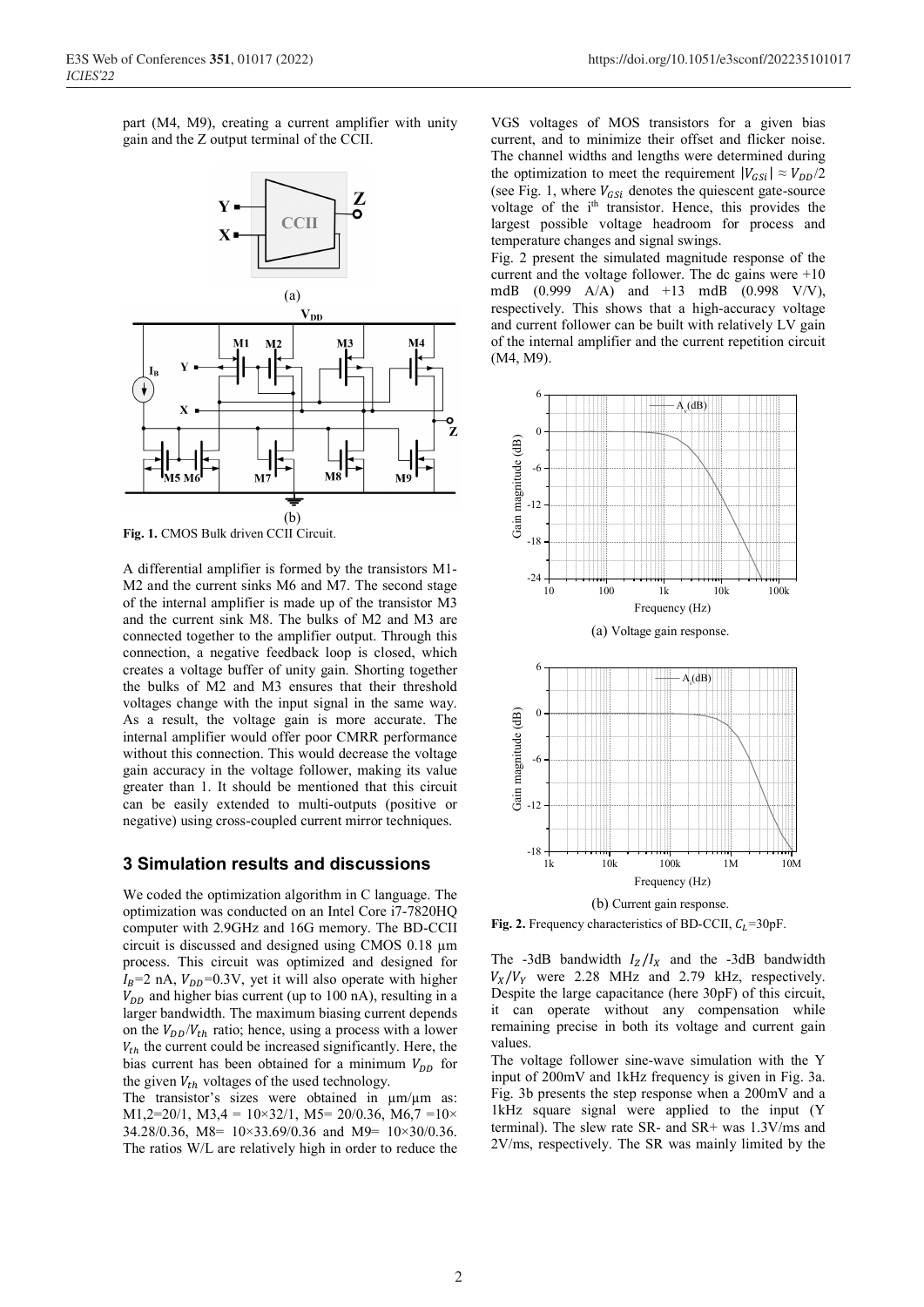part (M4, M9), creating a current amplifier with unity gain and the Z output terminal of the CCII.

Y
X
CCII
Z

(a)

$V_{DD}$
M1 M2 M3 M4
$I_B$
Y
X
Z
M5 M6 M7 M8 M9

(b)

**Fig. 1.** CMOS Bulk driven CCII Circuit.

A differential amplifier is formed by the transistors M1-M2 and the current sinks M6 and M7. The second stage of the internal amplifier is made up of the transistor M3 and the current sink M8. The bulks of M2 and M3 are connected together to the amplifier output. Through this connection, a negative feedback loop is closed, which creates a voltage buffer of unity gain. Shorting together the bulks of M2 and M3 ensures that their threshold voltages change with the input signal in the same way. As a result, the voltage gain is more accurate. The internal amplifier would offer poor CMRR performance without this connection. This would decrease the voltage gain accuracy in the voltage follower, making its value greater than 1. It should be mentioned that this circuit can be easily extended to multi-outputs (positive or negative) using cross-coupled current mirror techniques.

## 3 Simulation results and discussions

We coded the optimization algorithm in C language. The optimization was conducted on an Intel Core i7-7820HQ computer with 2.9GHz and 16G memory. The BD-CCII circuit is discussed and designed using CMOS 0.18 µm process. This circuit was optimized and designed for $I_B$=2 nA, $V_{DD}$=0.3V, yet it will also operate with higher $V_{DD}$ and higher bias current (up to 100 nA), resulting in a larger bandwidth. The maximum biasing current depends on the $V_{DD}/V_{th}$ ratio; hence, using a process with a lower $V_{th}$ the current could be increased significantly. Here, the bias current has been obtained for a minimum $V_{DD}$ for the given $V_{th}$ voltages of the used technology.

The transistor's sizes were obtained in µm/µm as: M1,2=20/1, M3,4 = 10×32/1, M5= 20/0.36, M6,7 =10× 34.28/0.36, M8= 10×33.69/0.36 and M9= 10×30/0.36. The ratios W/L are relatively high in order to reduce the VGS voltages of MOS transistors for a given bias current, and to minimize their offset and flicker noise. The channel widths and lengths were determined during the optimization to meet the requirement $|V_{GSi}| \approx V_{DD}/2$ (see Fig. 1, where $V_{GSi}$ denotes the quiescent gate-source voltage of the i[th] transistor. Hence, this provides the largest possible voltage headroom for process and temperature changes and signal swings.

Fig. 2 present the simulated magnitude response of the current and the voltage follower. The dc gains were +10 mdB (0.999 A/A) and +13 mdB (0.998 V/V), respectively. This shows that a high-accuracy voltage and current follower can be built with relatively LV gain of the internal amplifier and the current repetition circuit (M4, M9).

$A_v$(dB)
Gain magnitude (dB)
6
0
-6
-12
-18
-24
10 100 1k 10k 100k
Frequency (Hz)

(a) Voltage gain response.

$A_i$(dB)
Gain magnitude (dB)
6
0
-6
-12
-18
1k 10k 100k 1M 10M
Frequency (Hz)

(b) Current gain response.

**Fig. 2.** Frequency characteristics of BD-CCII, $C_L$=30pF.

The -3dB bandwidth $I_Z/I_X$ and the -3dB bandwidth $V_X/V_Y$ were 2.28 MHz and 2.79 kHz, respectively. Despite the large capacitance (here 30pF) of this circuit, it can operate without any compensation while remaining precise in both its voltage and current gain values.

The voltage follower sine-wave simulation with the Y input of 200mV and 1kHz frequency is given in Fig. 3a. Fig. 3b presents the step response when a 200mV and a 1kHz square signal were applied to the input (Y terminal). The slew rate SR- and SR+ was 1.3V/ms and 2V/ms, respectively. The SR was mainly limited by the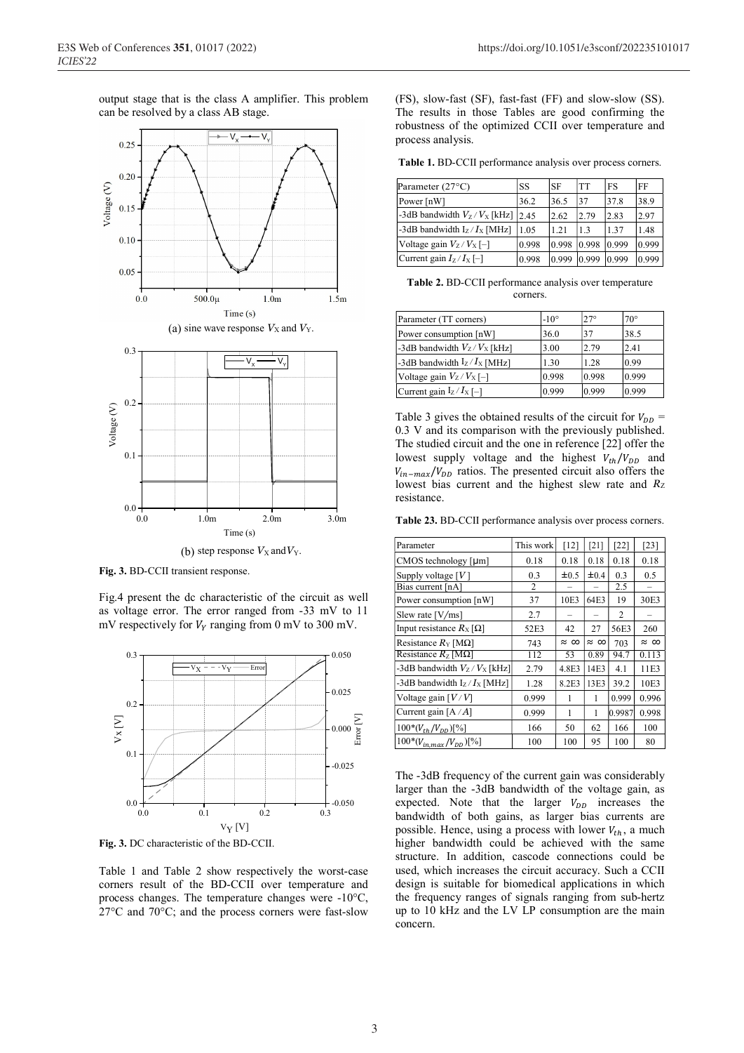output stage that is the class A amplifier. This problem can be resolved by a class AB stage.

$V_X$ $V_Y$

Voltage (V)

0.25
0.20
0.15
0.10
0.05

0.0 500.0μ 1.0m 1.5m

Time (s)

(a) sine wave response $V_X$ and $V_Y$.

$V_X$ $V_Y$

Voltage (V)

0.3
0.2
0.1
0.0

0.0 1.0m 2.0m 3.0m

Time (s)

(b) step response $V_X$ and $V_Y$.

**Fig. 3.** BD-CCII transient response.

Fig.4 present the dc characteristic of the circuit as well as voltage error. The error ranged from -33 mV to 11 mV respectively for $V_Y$ ranging from 0 mV to 300 mV.

$V_X$ $V_Y$ Error

Vx [V]

Error [V]

0.3 0.2 0.1 0.0

0.050 0.025 0.000 -0.025 -0.050

0.0 0.1 0.2 0.3

$V_Y$ [V]

**Fig. 3.** DC characteristic of the BD-CCII.

Table 1 and Table 2 show respectively the worst-case corners result of the BD-CCII over temperature and process changes. The temperature changes were -10°C, 27°C and 70°C; and the process corners were fast-slow (FS), slow-fast (SF), fast-fast (FF) and slow-slow (SS). The results in those Tables are good confirming the robustness of the optimized CCII over temperature and process analysis.

**Table 1.** BD-CCII performance analysis over process corners.

| Parameter (27°C) | SS | SF | TT | FS | FF |
|---|---|---|---|---|---|
| Power [nW] | 36.2 | 36.5 | 37 | 37.8 | 38.9 |
| -3dB bandwidth $V_Z$ / $V_X$ [kHz] | 2.45 | 2.62 | 2.79 | 2.83 | 2.97 |
| -3dB bandwidth $I_Z$ / $I_X$ [MHz] | 1.05 | 1.21 | 1.3 | 1.37 | 1.48 |
| Voltage gain $V_Z$ / $V_X$ [–] | 0.998 | 0.998 | 0.998 | 0.999 | 0.999 |
| Current gain $I_Z$ / $I_X$ [–] | 0.998 | 0.999 | 0.999 | 0.999 | 0.999 |

**Table 2.** BD-CCII performance analysis over temperature corners.

| Parameter (TT corners) | -10° | 27° | 70° |
|---|---|---|---|
| Power consumption [nW] | 36.0 | 37 | 38.5 |
| -3dB bandwidth $V_Z$ / $V_X$ [kHz] | 3.00 | 2.79 | 2.41 |
| -3dB bandwidth $I_Z$ / $I_X$ [MHz] | 1.30 | 1.28 | 0.99 |
| Voltage gain $V_Z$ / $V_X$ [–] | 0.998 | 0.998 | 0.999 |
| Current gain $I_Z$ / $I_X$ [–] | 0.999 | 0.999 | 0.999 |

Table 3 gives the obtained results of the circuit for $V_{DD}$ = 0.3 V and its comparison with the previously published. The studied circuit and the one in reference [22] offer the lowest supply voltage and the highest $V_{th}/V_{DD}$ and $V_{in-max}/V_{DD}$ ratios. The presented circuit also offers the lowest bias current and the highest slew rate and $R_Z$ resistance.

**Table 23.** BD-CCII performance analysis over process corners.

| Parameter | This work | [12] | [21] | [22] | [23] |
|---|---|---|---|---|---|
| CMOS technology [μm] | 0.18 | 0.18 | 0.18 | 0.18 | 0.18 |
| Supply voltage [V] | 0.3 | ±0.5 | ±0.4 | 0.3 | 0.5 |
| Bias current [nA] | 2 | – | – | 2.5 | – |
| Power consumption [nW] | 37 | 10E3 | 64E3 | 19 | 30E3 |
| Slew rate [V/ms] | 2.7 | – | – | 2 | – |
| Input resistance $R_X$ [Ω] | 52E3 | 42 | 27 | 56E3 | 260 |
| Resistance $R_Y$ [MΩ] | 743 | ≈ ∞ | ≈ ∞ | 703 | ≈ ∞ |
| Resistance $R_Z$ [MΩ] | 112 | 53 | 0.89 | 94.7 | 0.113 |
| -3dB bandwidth $V_Z$ / $V_X$ [kHz] | 2.79 | 4.8E3 | 14E3 | 4.1 | 11E3 |
| -3dB bandwidth $I_Z$ / $I_X$ [MHz] | 1.28 | 8.2E3 | 13E3 | 39.2 | 10E3 |
| Voltage gain [V / V] | 0.999 | 1 | 1 | 0.999 | 0.996 |
| Current gain [A / A] | 0.999 | 1 | 1 | 0.9987 | 0.998 |
| 100*($V_{th}/V_{DD}$)[%] | 166 | 50 | 62 | 166 | 100 |
| 100*($V_{in,max}/V_{DD}$)[%] | 100 | 100 | 95 | 100 | 80 |

The -3dB frequency of the current gain was considerably larger than the -3dB bandwidth of the voltage gain, as expected. Note that the larger $V_{DD}$ increases the bandwidth of both gains, as larger bias currents are possible. Hence, using a process with lower $V_{th}$, a much higher bandwidth could be achieved with the same structure. In addition, cascode connections could be used, which increases the circuit accuracy. Such a CCII design is suitable for biomedical applications in which the frequency ranges of signals ranging from sub-hertz up to 10 kHz and the LV LP consumption are the main concern.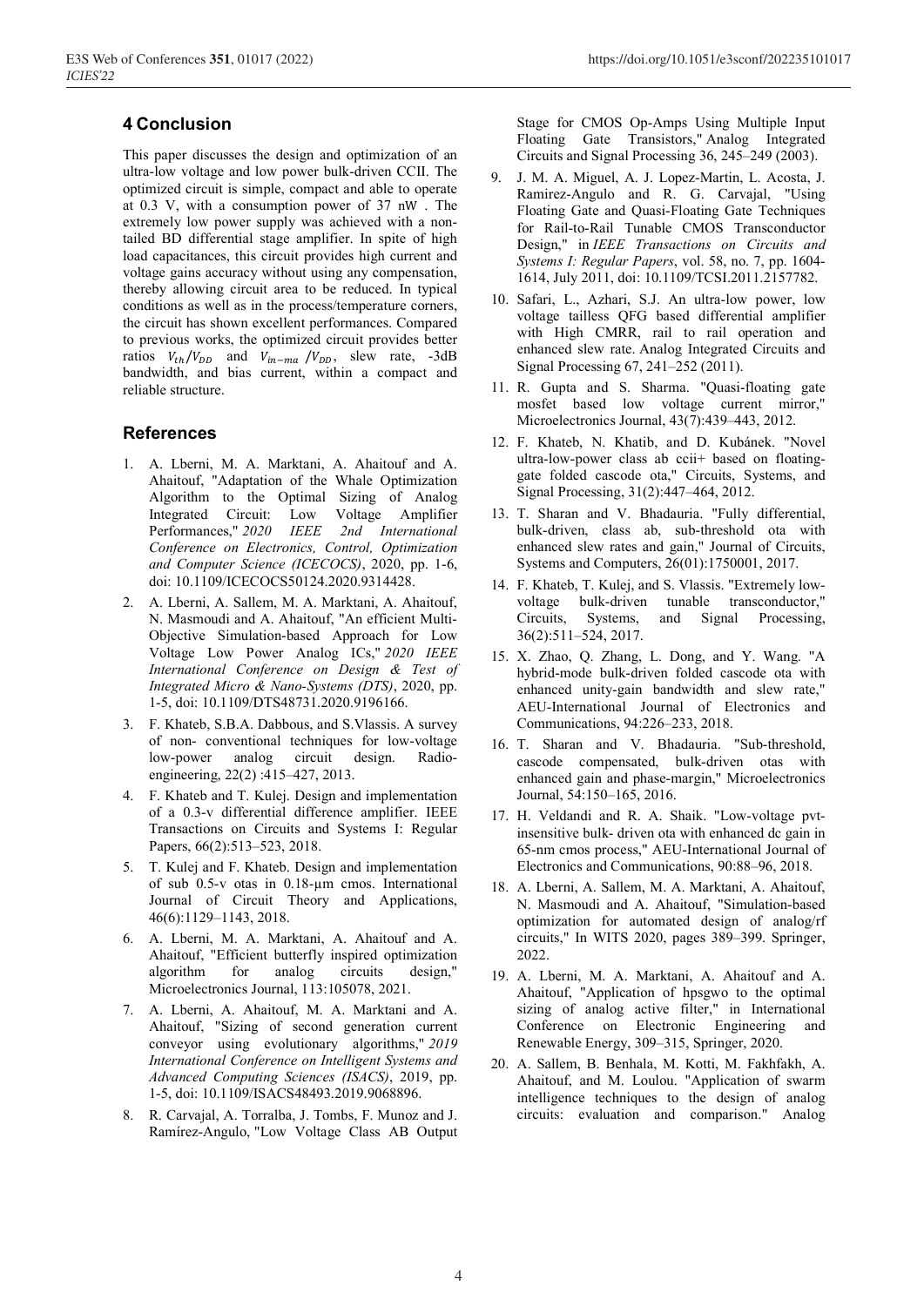## 4 Conclusion

This paper discusses the design and optimization of an ultra-low voltage and low power bulk-driven CCII. The optimized circuit is simple, compact and able to operate at 0.3 V, with a consumption power of 37 nW . The extremely low power supply was achieved with a non-tailed BD differential stage amplifier. In spite of high load capacitances, this circuit provides high current and voltage gains accuracy without using any compensation, thereby allowing circuit area to be reduced. In typical conditions as well as in the process/temperature corners, the circuit has shown excellent performances. Compared to previous works, the optimized circuit provides better ratios $V_{th}/V_{DD}$ and $V_{in-ma}/V_{DD}$, slew rate, -3dB bandwidth, and bias current, within a compact and reliable structure.

## References

1. A. Lberni, M. A. Marktani, A. Ahaitouf and A. Ahaitouf, "Adaptation of the Whale Optimization Algorithm to the Optimal Sizing of Analog Integrated Circuit: Low Voltage Amplifier Performances," *2020 IEEE 2nd International Conference on Electronics, Control, Optimization and Computer Science (ICECOCS)*, 2020, pp. 1-6, doi: 10.1109/ICECOCS50124.2020.9314428.
2. A. Lberni, A. Sallem, M. A. Marktani, A. Ahaitouf, N. Masmoudi and A. Ahaitouf, "An efficient Multi-Objective Simulation-based Approach for Low Voltage Low Power Analog ICs," *2020 IEEE International Conference on Design & Test of Integrated Micro & Nano-Systems (DTS)*, 2020, pp. 1-5, doi: 10.1109/DTS48731.2020.9196166.
3. F. Khateb, S.B.A. Dabbous, and S.Vlassis. A survey of non- conventional techniques for low-voltage low-power analog circuit design. Radio-engineering, 22(2) :415–427, 2013.
4. F. Khateb and T. Kulej. Design and implementation of a 0.3-v differential difference amplifier. IEEE Transactions on Circuits and Systems I: Regular Papers, 66(2):513–523, 2018.
5. T. Kulej and F. Khateb. Design and implementation of sub 0.5-v otas in 0.18-μm cmos. International Journal of Circuit Theory and Applications, 46(6):1129–1143, 2018.
6. A. Lberni, M. A. Marktani, A. Ahaitouf and A. Ahaitouf, "Efficient butterfly inspired optimization algorithm for analog circuits design," Microelectronics Journal, 113:105078, 2021.
7. A. Lberni, A. Ahaitouf, M. A. Marktani and A. Ahaitouf, "Sizing of second generation current conveyor using evolutionary algorithms," *2019 International Conference on Intelligent Systems and Advanced Computing Sciences (ISACS)*, 2019, pp. 1-5, doi: 10.1109/ISACS48493.2019.9068896.
8. R. Carvajal, A. Torralba, J. Tombs, F. Munoz and J. Ramírez-Angulo, "Low Voltage Class AB Output Stage for CMOS Op-Amps Using Multiple Input Floating Gate Transistors," Analog Integrated Circuits and Signal Processing 36, 245–249 (2003).
9. J. M. A. Miguel, A. J. Lopez-Martin, L. Acosta, J. Ramirez-Angulo and R. G. Carvajal, "Using Floating Gate and Quasi-Floating Gate Techniques for Rail-to-Rail Tunable CMOS Transconductor Design," in *IEEE Transactions on Circuits and Systems I: Regular Papers*, vol. 58, no. 7, pp. 1604-1614, July 2011, doi: 10.1109/TCSI.2011.2157782.
10. Safari, L., Azhari, S.J. An ultra-low power, low voltage tailless QFG based differential amplifier with High CMRR, rail to rail operation and enhanced slew rate. Analog Integrated Circuits and Signal Processing 67, 241–252 (2011).
11. R. Gupta and S. Sharma. "Quasi-floating gate mosfet based low voltage current mirror," Microelectronics Journal, 43(7):439–443, 2012.
12. F. Khateb, N. Khatib, and D. Kubánek. "Novel ultra-low-power class ab ccii+ based on floating-gate folded cascode ota," Circuits, Systems, and Signal Processing, 31(2):447–464, 2012.
13. T. Sharan and V. Bhadauria. "Fully differential, bulk-driven, class ab, sub-threshold ota with enhanced slew rates and gain," Journal of Circuits, Systems and Computers, 26(01):1750001, 2017.
14. F. Khateb, T. Kulej, and S. Vlassis. "Extremely low-voltage bulk-driven tunable transconductor," Circuits, Systems, and Signal Processing, 36(2):511–524, 2017.
15. X. Zhao, Q. Zhang, L. Dong, and Y. Wang. "A hybrid-mode bulk-driven folded cascode ota with enhanced unity-gain bandwidth and slew rate," AEU-International Journal of Electronics and Communications, 94:226–233, 2018.
16. T. Sharan and V. Bhadauria. "Sub-threshold, cascode compensated, bulk-driven otas with enhanced gain and phase-margin," Microelectronics Journal, 54:150–165, 2016.
17. H. Veldandi and R. A. Shaik. "Low-voltage pvt-insensitive bulk- driven ota with enhanced dc gain in 65-nm cmos process," AEU-International Journal of Electronics and Communications, 90:88–96, 2018.
18. A. Lberni, A. Sallem, M. A. Marktani, A. Ahaitouf, N. Masmoudi and A. Ahaitouf, "Simulation-based optimization for automated design of analog/rf circuits," In WITS 2020, pages 389–399. Springer, 2022.
19. A. Lberni, M. A. Marktani, A. Ahaitouf and A. Ahaitouf, "Application of hpsgwo to the optimal sizing of analog active filter," in International Conference on Electronic Engineering and Renewable Energy, 309–315, Springer, 2020.
20. A. Sallem, B. Benhala, M. Kotti, M. Fakhfakh, A. Ahaitouf, and M. Loulou. "Application of swarm intelligence techniques to the design of analog circuits: evaluation and comparison." Analog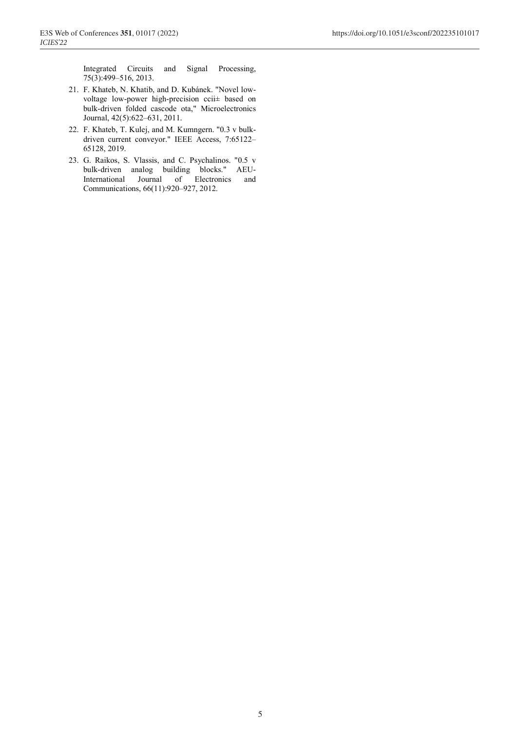Integrated Circuits and Signal Processing, 75(3):499–516, 2013.

21. F. Khateb, N. Khatib, and D. Kubánek. "Novel low-voltage low-power high-precision ccii± based on bulk-driven folded cascode ota," Microelectronics Journal, 42(5):622–631, 2011.
22. F. Khateb, T. Kulej, and M. Kumngern. "0.3 v bulk-driven current conveyor." IEEE Access, 7:65122–65128, 2019.
23. G. Raikos, S. Vlassis, and C. Psychalinos. "0.5 v bulk-driven analog building blocks." AEU-International Journal of Electronics and Communications, 66(11):920–927, 2012.